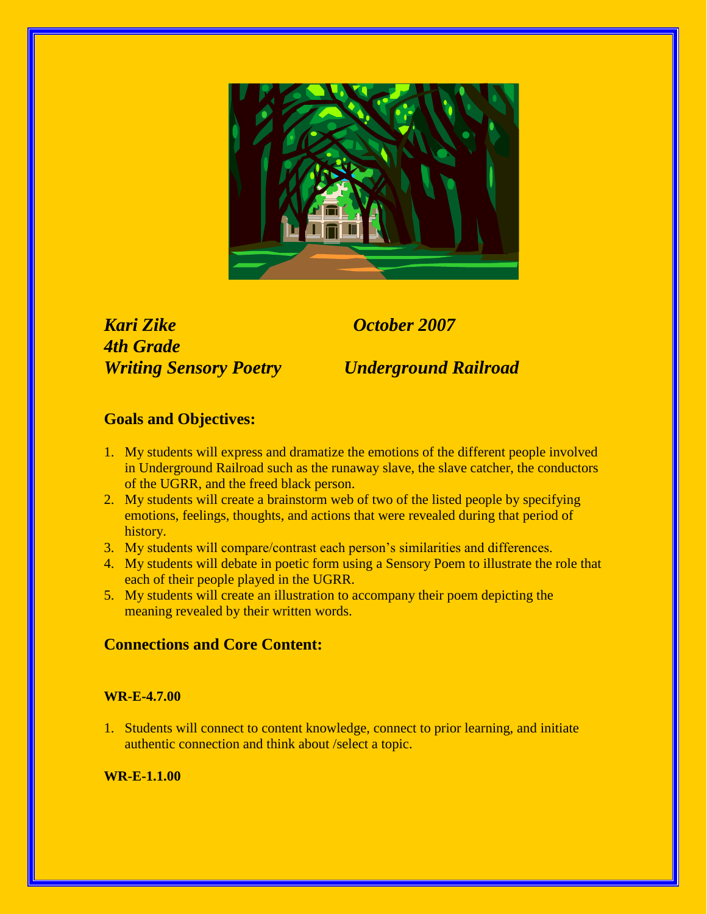*Kari Zike* *October 2007*
*4th Grade*
*Writing Sensory Poetry* *Underground Railroad*

## Goals and Objectives:

1. My students will express and dramatize the emotions of the different people involved in Underground Railroad such as the runaway slave, the slave catcher, the conductors of the UGRR, and the freed black person.
2. My students will create a brainstorm web of two of the listed people by specifying emotions, feelings, thoughts, and actions that were revealed during that period of history.
3. My students will compare/contrast each person's similarities and differences.
4. My students will debate in poetic form using a Sensory Poem to illustrate the role that each of their people played in the UGRR.
5. My students will create an illustration to accompany their poem depicting the meaning revealed by their written words.

## Connections and Core Content:

**WR-E-4.7.00**

1. Students will connect to content knowledge, connect to prior learning, and initiate authentic connection and think about /select a topic.

**WR-E-1.1.00**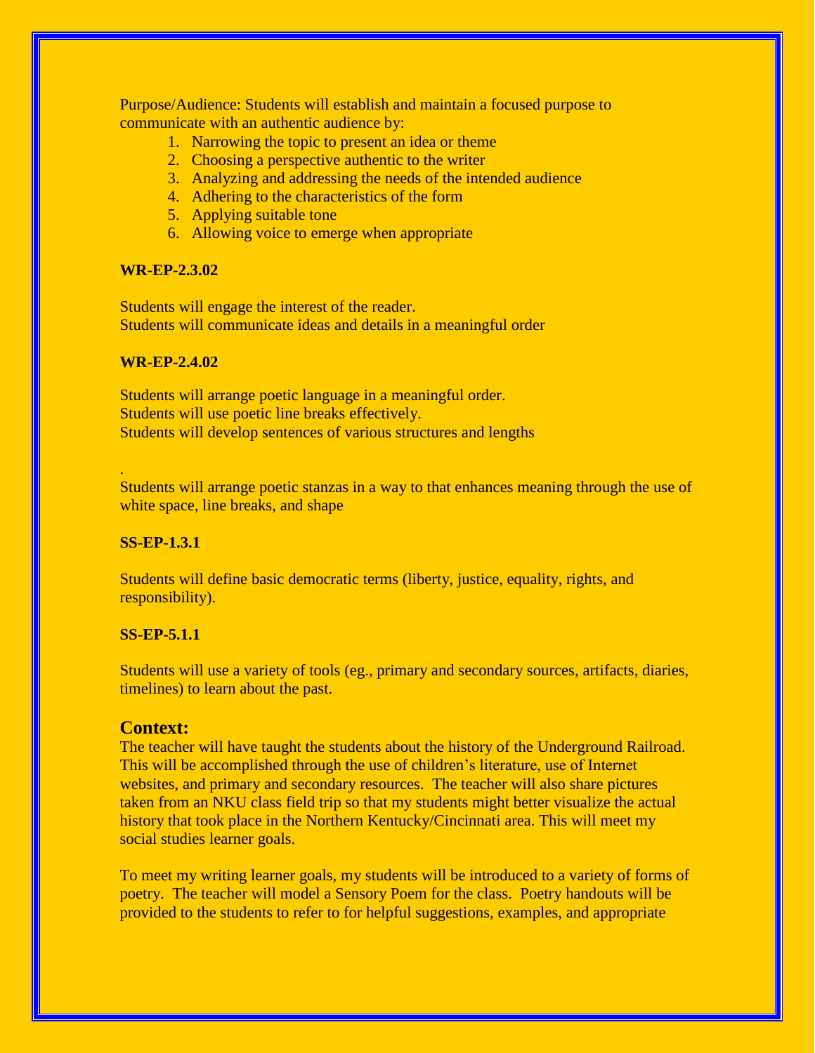Purpose/Audience: Students will establish and maintain a focused purpose to communicate with an authentic audience by:

1. Narrowing the topic to present an idea or theme
2. Choosing a perspective authentic to the writer
3. Analyzing and addressing the needs of the intended audience
4. Adhering to the characteristics of the form
5. Applying suitable tone
6. Allowing voice to emerge when appropriate

**WR-EP-2.3.02**

Students will engage the interest of the reader.
Students will communicate ideas and details in a meaningful order

**WR-EP-2.4.02**

Students will arrange poetic language in a meaningful order.
Students will use poetic line breaks effectively.
Students will develop sentences of various structures and lengths

.
Students will arrange poetic stanzas in a way to that enhances meaning through the use of white space, line breaks, and shape

**SS-EP-1.3.1**

Students will define basic democratic terms (liberty, justice, equality, rights, and responsibility).

**SS-EP-5.1.1**

Students will use a variety of tools (eg., primary and secondary sources, artifacts, diaries, timelines) to learn about the past.

## Context:

The teacher will have taught the students about the history of the Underground Railroad. This will be accomplished through the use of children's literature, use of Internet websites, and primary and secondary resources. The teacher will also share pictures taken from an NKU class field trip so that my students might better visualize the actual history that took place in the Northern Kentucky/Cincinnati area. This will meet my social studies learner goals.

To meet my writing learner goals, my students will be introduced to a variety of forms of poetry. The teacher will model a Sensory Poem for the class. Poetry handouts will be provided to the students to refer to for helpful suggestions, examples, and appropriate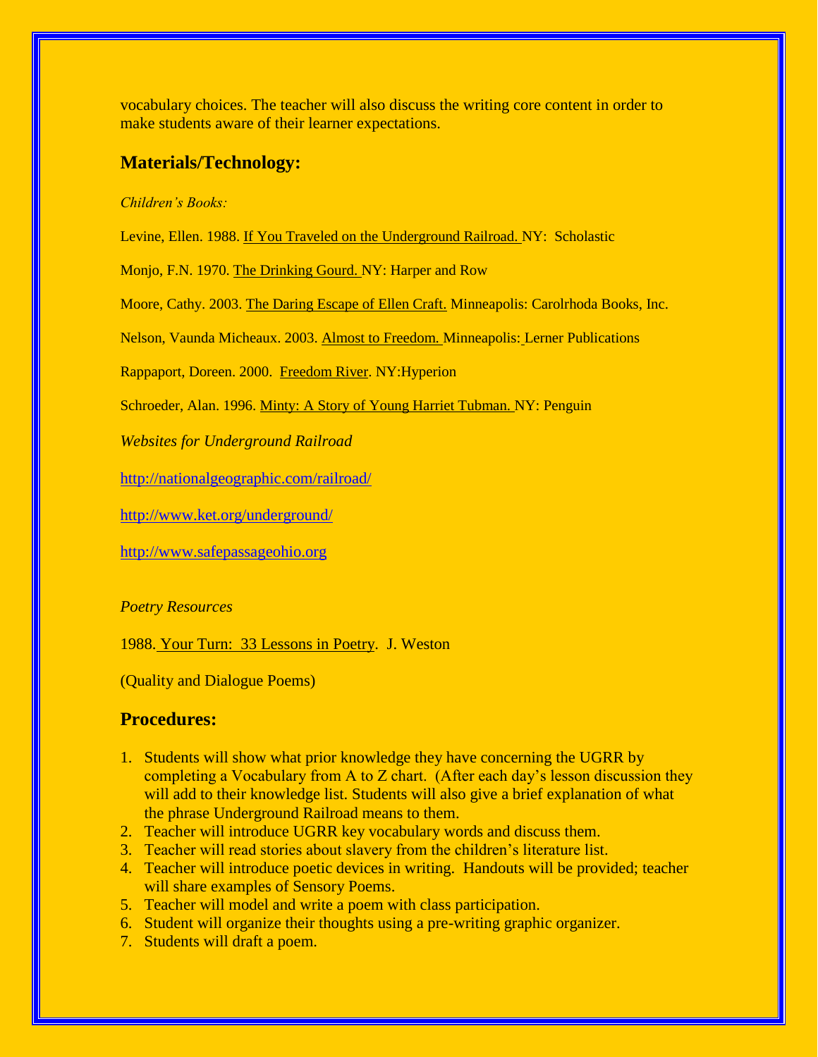vocabulary choices. The teacher will also discuss the writing core content in order to make students aware of their learner expectations.

## Materials/Technology:

*Children's Books:*

Levine, Ellen. 1988. If You Traveled on the Underground Railroad. NY: Scholastic

Monjo, F.N. 1970. The Drinking Gourd. NY: Harper and Row

Moore, Cathy. 2003. The Daring Escape of Ellen Craft. Minneapolis: Carolrhoda Books, Inc.

Nelson, Vaunda Micheaux. 2003. Almost to Freedom. Minneapolis: Lerner Publications

Rappaport, Doreen. 2000. Freedom River. NY:Hyperion

Schroeder, Alan. 1996. Minty: A Story of Young Harriet Tubman. NY: Penguin

*Websites for Underground Railroad*

http://nationalgeographic.com/railroad/

http://www.ket.org/underground/

http://www.safepassageohio.org

*Poetry Resources*

1988. Your Turn: 33 Lessons in Poetry. J. Weston

(Quality and Dialogue Poems)

## Procedures:

1. Students will show what prior knowledge they have concerning the UGRR by completing a Vocabulary from A to Z chart. (After each day's lesson discussion they will add to their knowledge list. Students will also give a brief explanation of what the phrase Underground Railroad means to them.
2. Teacher will introduce UGRR key vocabulary words and discuss them.
3. Teacher will read stories about slavery from the children's literature list.
4. Teacher will introduce poetic devices in writing. Handouts will be provided; teacher will share examples of Sensory Poems.
5. Teacher will model and write a poem with class participation.
6. Student will organize their thoughts using a pre-writing graphic organizer.
7. Students will draft a poem.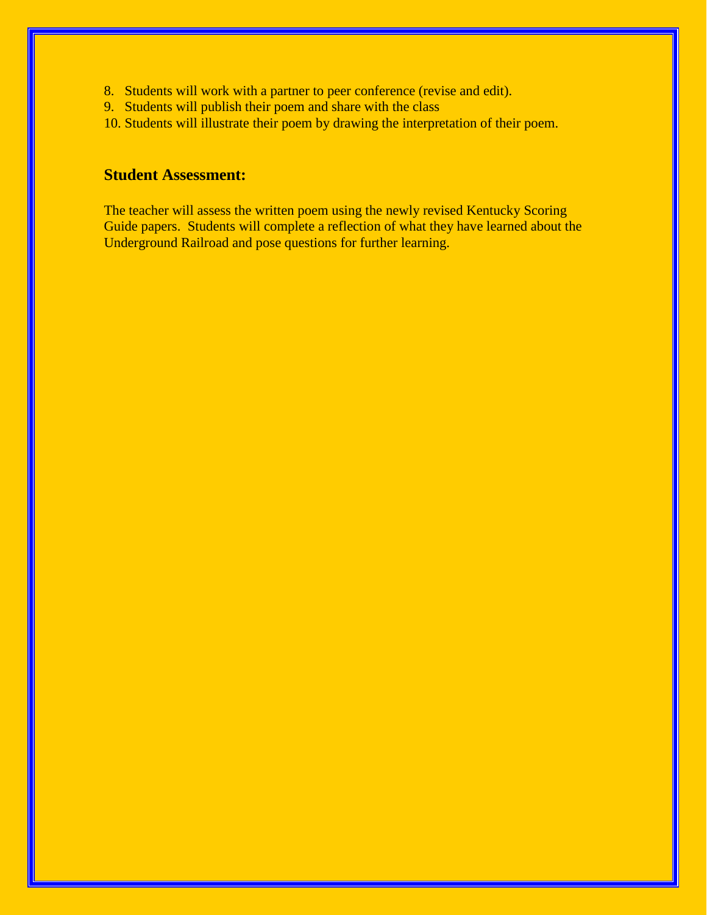8. Students will work with a partner to peer conference (revise and edit).
9. Students will publish their poem and share with the class
10. Students will illustrate their poem by drawing the interpretation of their poem.

## Student Assessment:

The teacher will assess the written poem using the newly revised Kentucky Scoring Guide papers. Students will complete a reflection of what they have learned about the Underground Railroad and pose questions for further learning.